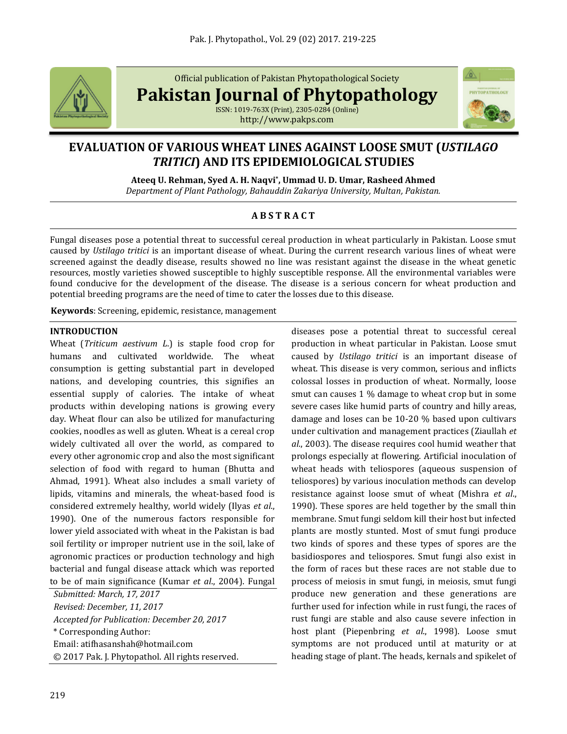Official publication of Pakistan Phytopathological Society

**Pakistan Journal of Phytopathology**

ISSN: 1019-763X (Print), 2305-0284 (Online)
http://www.pakps.com

# EVALUATION OF VARIOUS WHEAT LINES AGAINST LOOSE SMUT (*USTILAGO TRITICI*) AND ITS EPIDEMIOLOGICAL STUDIES

**Ateeq U. Rehman, Syed A. H. Naqvi\*, Ummad U. D. Umar, Rasheed Ahmed**
*Department of Plant Pathology, Bahauddin Zakariya University, Multan, Pakistan.*

## ABSTRACT

Fungal diseases pose a potential threat to successful cereal production in wheat particularly in Pakistan. Loose smut caused by *Ustilago tritici* is an important disease of wheat. During the current research various lines of wheat were screened against the deadly disease, results showed no line was resistant against the disease in the wheat genetic resources, mostly varieties showed susceptible to highly susceptible response. All the environmental variables were found conducive for the development of the disease. The disease is a serious concern for wheat production and potential breeding programs are the need of time to cater the losses due to this disease.

**Keywords**: Screening, epidemic, resistance, management

## INTRODUCTION

Wheat (*Triticum aestivum L.*) is staple food crop for humans and cultivated worldwide. The wheat consumption is getting substantial part in developed nations, and developing countries, this signifies an essential supply of calories. The intake of wheat products within developing nations is growing every day. Wheat flour can also be utilized for manufacturing cookies, noodles as well as gluten. Wheat is a cereal crop widely cultivated all over the world, as compared to every other agronomic crop and also the most significant selection of food with regard to human (Bhutta and Ahmad, 1991). Wheat also includes a small variety of lipids, vitamins and minerals, the wheat-based food is considered extremely healthy, world widely (Ilyas *et al*., 1990). One of the numerous factors responsible for lower yield associated with wheat in the Pakistan is bad soil fertility or improper nutrient use in the soil, lake of agronomic practices or production technology and high bacterial and fungal disease attack which was reported to be of main significance (Kumar *et al*., 2004). Fungal diseases pose a potential threat to successful cereal production in wheat particular in Pakistan. Loose smut caused by *Ustilago tritici* is an important disease of wheat. This disease is very common, serious and inflicts colossal losses in production of wheat. Normally, loose smut can causes 1 % damage to wheat crop but in some severe cases like humid parts of country and hilly areas, damage and loses can be 10-20 % based upon cultivars under cultivation and management practices (Ziaullah *et al*., 2003). The disease requires cool humid weather that prolongs especially at flowering. Artificial inoculation of wheat heads with teliospores (aqueous suspension of teliospores) by various inoculation methods can develop resistance against loose smut of wheat (Mishra *et al*., 1990). These spores are held together by the small thin membrane. Smut fungi seldom kill their host but infected plants are mostly stunted. Most of smut fungi produce two kinds of spores and these types of spores are the basidiospores and teliospores. Smut fungi also exist in the form of races but these races are not stable due to process of meiosis in smut fungi, in meiosis, smut fungi produce new generation and these generations are further used for infection while in rust fungi, the races of rust fungi are stable and also cause severe infection in host plant (Piepenbring *et al*., 1998). Loose smut symptoms are not produced until at maturity or at heading stage of plant. The heads, kernals and spikelet of

*Submitted: March, 17, 2017*
*Revised: December, 11, 2017*
*Accepted for Publication: December 20, 2017*
\* Corresponding Author:
Email: atifhasanshah@hotmail.com
© 2017 Pak. J. Phytopathol. All rights reserved.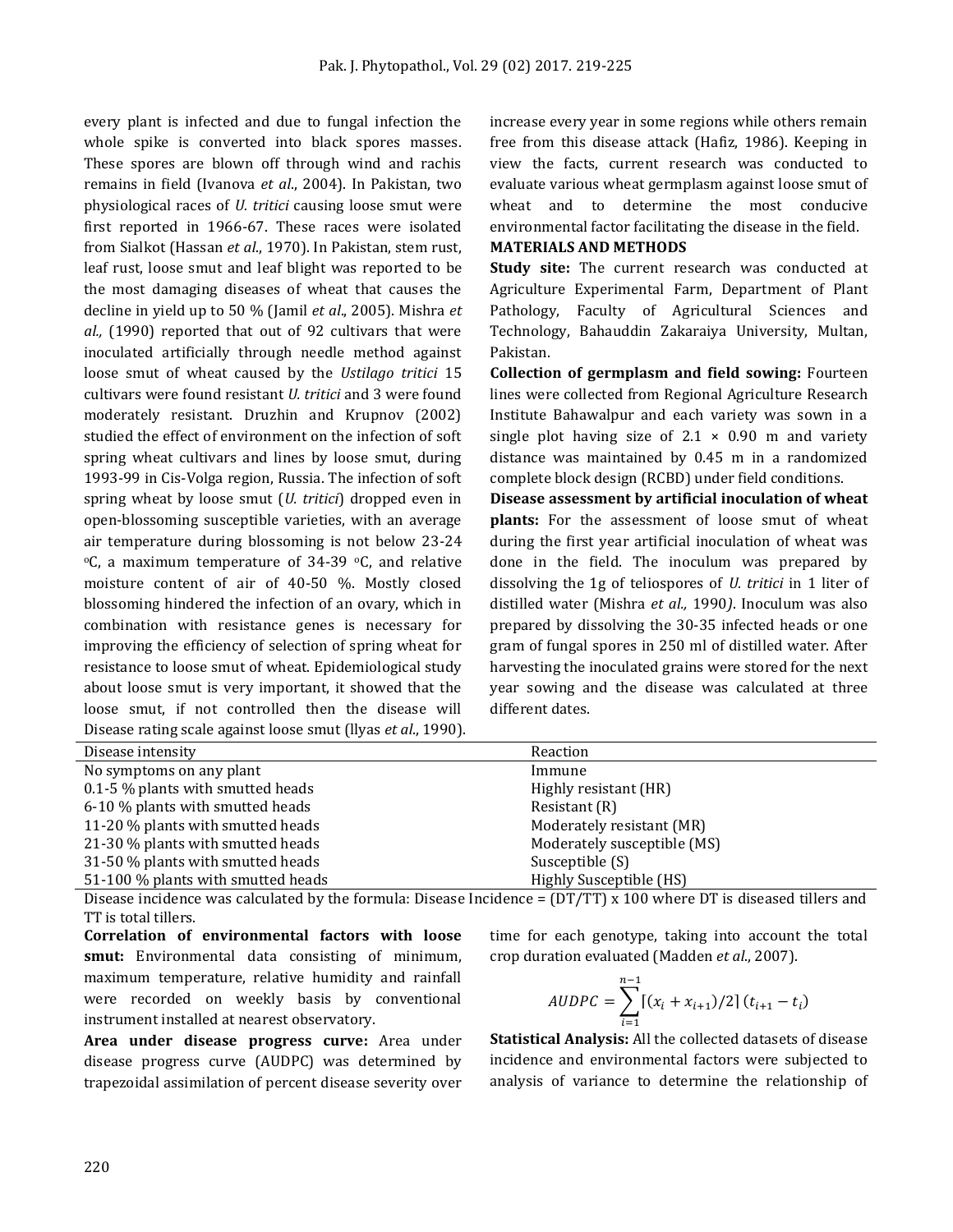every plant is infected and due to fungal infection the whole spike is converted into black spores masses. These spores are blown off through wind and rachis remains in field (Ivanova *et al*., 2004). In Pakistan, two physiological races of *U. tritici* causing loose smut were first reported in 1966-67. These races were isolated from Sialkot (Hassan *et al*., 1970). In Pakistan, stem rust, leaf rust, loose smut and leaf blight was reported to be the most damaging diseases of wheat that causes the decline in yield up to 50 % (Jamil *et al*., 2005). Mishra *et al.,* (1990) reported that out of 92 cultivars that were inoculated artificially through needle method against loose smut of wheat caused by the *Ustilago tritici* 15 cultivars were found resistant *U. tritici* and 3 were found moderately resistant. Druzhin and Krupnov (2002) studied the effect of environment on the infection of soft spring wheat cultivars and lines by loose smut, during 1993-99 in Cis-Volga region, Russia. The infection of soft spring wheat by loose smut (*U. tritici*) dropped even in open-blossoming susceptible varieties, with an average air temperature during blossoming is not below 23-24 °C, a maximum temperature of 34-39 °C, and relative moisture content of air of 40-50 %. Mostly closed blossoming hindered the infection of an ovary, which in combination with resistance genes is necessary for improving the efficiency of selection of spring wheat for resistance to loose smut of wheat. Epidemiological study about loose smut is very important, it showed that the loose smut, if not controlled then the disease will increase every year in some regions while others remain free from this disease attack (Hafiz, 1986). Keeping in view the facts, current research was conducted to evaluate various wheat germplasm against loose smut of wheat and to determine the most conducive environmental factor facilitating the disease in the field.

## MATERIALS AND METHODS

**Study site:** The current research was conducted at Agriculture Experimental Farm, Department of Plant Pathology, Faculty of Agricultural Sciences and Technology, Bahauddin Zakaraiya University, Multan, Pakistan.

**Collection of germplasm and field sowing:** Fourteen lines were collected from Regional Agriculture Research Institute Bahawalpur and each variety was sown in a single plot having size of 2.1 × 0.90 m and variety distance was maintained by 0.45 m in a randomized complete block design (RCBD) under field conditions.

**Disease assessment by artificial inoculation of wheat plants:** For the assessment of loose smut of wheat during the first year artificial inoculation of wheat was done in the field. The inoculum was prepared by dissolving the 1g of teliospores of *U. tritici* in 1 liter of distilled water (Mishra *et al.,* 1990). Inoculum was also prepared by dissolving the 30-35 infected heads or one gram of fungal spores in 250 ml of distilled water. After harvesting the inoculated grains were stored for the next year sowing and the disease was calculated at three different dates.

Disease rating scale against loose smut (Ilyas *et al*., 1990).

| Disease intensity | Reaction |
|---|---|
| No symptoms on any plant | Immune |
| 0.1-5 % plants with smutted heads | Highly resistant (HR) |
| 6-10 % plants with smutted heads | Resistant (R) |
| 11-20 % plants with smutted heads | Moderately resistant (MR) |
| 21-30 % plants with smutted heads | Moderately susceptible (MS) |
| 31-50 % plants with smutted heads | Susceptible (S) |
| 51-100 % plants with smutted heads | Highly Susceptible (HS) |

Disease incidence was calculated by the formula: Disease Incidence = (DT/TT) x 100 where DT is diseased tillers and TT is total tillers.

**Correlation of environmental factors with loose smut:** Environmental data consisting of minimum, maximum temperature, relative humidity and rainfall were recorded on weekly basis by conventional instrument installed at nearest observatory.

**Area under disease progress curve:** Area under disease progress curve (AUDPC) was determined by trapezoidal assimilation of percent disease severity over time for each genotype, taking into account the total crop duration evaluated (Madden *et al*., 2007).

$$AUDPC = \sum_{i=1}^{n-1} [(x_i + x_{i+1})/2]\,(t_{i+1} - t_i)$$

**Statistical Analysis:** All the collected datasets of disease incidence and environmental factors were subjected to analysis of variance to determine the relationship of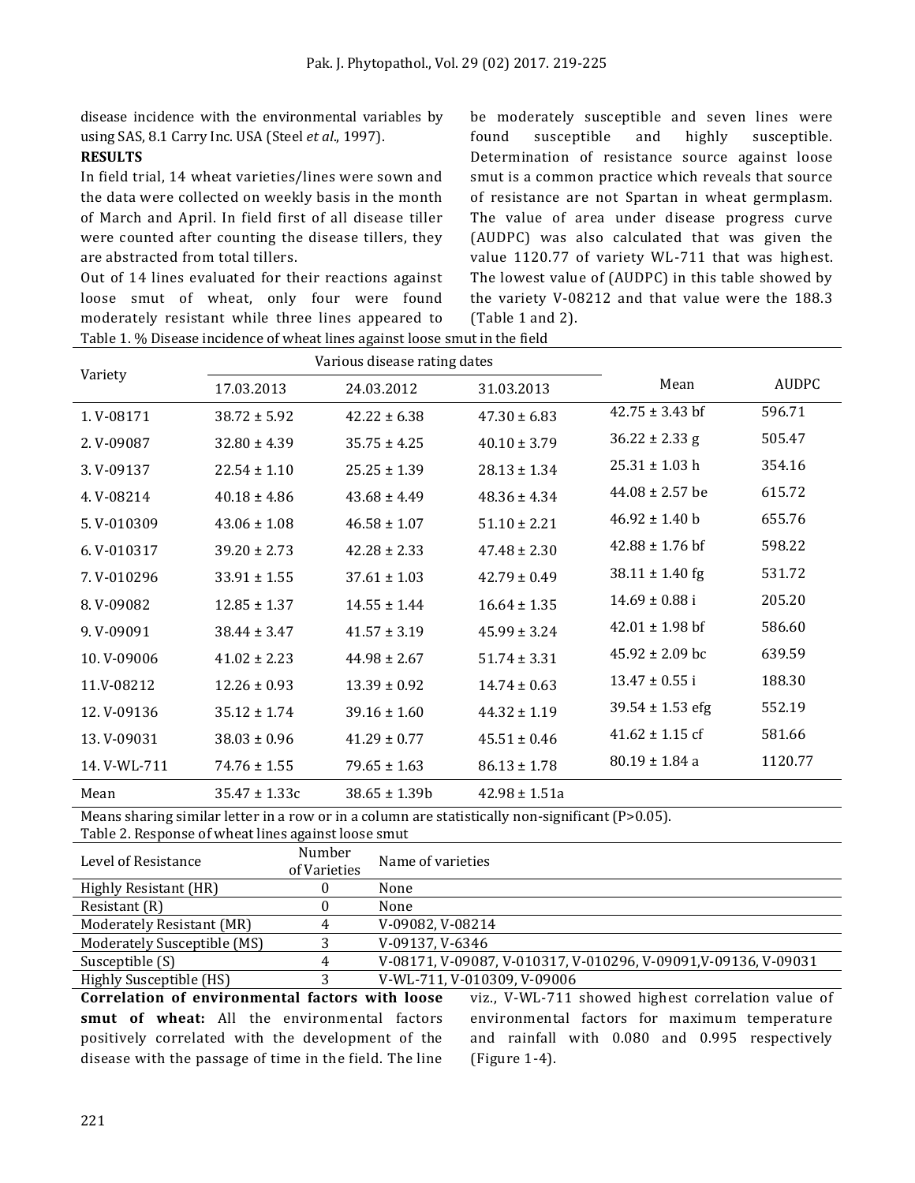disease incidence with the environmental variables by using SAS, 8.1 Carry Inc. USA (Steel *et al.*, 1997).

**RESULTS**

In field trial, 14 wheat varieties/lines were sown and the data were collected on weekly basis in the month of March and April. In field first of all disease tiller were counted after counting the disease tillers, they are abstracted from total tillers.

Out of 14 lines evaluated for their reactions against loose smut of wheat, only four were found moderately resistant while three lines appeared to be moderately susceptible and seven lines were found susceptible and highly susceptible. Determination of resistance source against loose smut is a common practice which reveals that source of resistance are not Spartan in wheat germplasm. The value of area under disease progress curve (AUDPC) was also calculated that was given the value 1120.77 of variety WL-711 that was highest. The lowest value of (AUDPC) in this table showed by the variety V-08212 and that value were the 188.3 (Table 1 and 2).

Table 1. % Disease incidence of wheat lines against loose smut in the field

| Variety | Various disease rating dates | | | Mean | AUDPC |
|---|---|---|---|---|---|
| | 17.03.2013 | 24.03.2012 | 31.03.2013 | | |
| 1. V-08171 | 38.72 ± 5.92 | 42.22 ± 6.38 | 47.30 ± 6.83 | 42.75 ± 3.43 bf | 596.71 |
| 2. V-09087 | 32.80 ± 4.39 | 35.75 ± 4.25 | 40.10 ± 3.79 | 36.22 ± 2.33 g | 505.47 |
| 3. V-09137 | 22.54 ± 1.10 | 25.25 ± 1.39 | 28.13 ± 1.34 | 25.31 ± 1.03 h | 354.16 |
| 4. V-08214 | 40.18 ± 4.86 | 43.68 ± 4.49 | 48.36 ± 4.34 | 44.08 ± 2.57 be | 615.72 |
| 5. V-010309 | 43.06 ± 1.08 | 46.58 ± 1.07 | 51.10 ± 2.21 | 46.92 ± 1.40 b | 655.76 |
| 6. V-010317 | 39.20 ± 2.73 | 42.28 ± 2.33 | 47.48 ± 2.30 | 42.88 ± 1.76 bf | 598.22 |
| 7. V-010296 | 33.91 ± 1.55 | 37.61 ± 1.03 | 42.79 ± 0.49 | 38.11 ± 1.40 fg | 531.72 |
| 8. V-09082 | 12.85 ± 1.37 | 14.55 ± 1.44 | 16.64 ± 1.35 | 14.69 ± 0.88 i | 205.20 |
| 9. V-09091 | 38.44 ± 3.47 | 41.57 ± 3.19 | 45.99 ± 3.24 | 42.01 ± 1.98 bf | 586.60 |
| 10. V-09006 | 41.02 ± 2.23 | 44.98 ± 2.67 | 51.74 ± 3.31 | 45.92 ± 2.09 bc | 639.59 |
| 11.V-08212 | 12.26 ± 0.93 | 13.39 ± 0.92 | 14.74 ± 0.63 | 13.47 ± 0.55 i | 188.30 |
| 12. V-09136 | 35.12 ± 1.74 | 39.16 ± 1.60 | 44.32 ± 1.19 | 39.54 ± 1.53 efg | 552.19 |
| 13. V-09031 | 38.03 ± 0.96 | 41.29 ± 0.77 | 45.51 ± 0.46 | 41.62 ± 1.15 cf | 581.66 |
| 14. V-WL-711 | 74.76 ± 1.55 | 79.65 ± 1.63 | 86.13 ± 1.78 | 80.19 ± 1.84 a | 1120.77 |
| Mean | 35.47 ± 1.33c | 38.65 ± 1.39b | 42.98 ± 1.51a | | |

Means sharing similar letter in a row or in a column are statistically non-significant (P>0.05).

Table 2. Response of wheat lines against loose smut

| Level of Resistance | Number of Varieties | Name of varieties |
|---|---|---|
| Highly Resistant (HR) | 0 | None |
| Resistant (R) | 0 | None |
| Moderately Resistant (MR) | 4 | V-09082, V-08214 |
| Moderately Susceptible (MS) | 3 | V-09137, V-6346 |
| Susceptible (S) | 4 | V-08171, V-09087, V-010317, V-010296, V-09091,V-09136, V-09031 |
| Highly Susceptible (HS) | 3 | V-WL-711, V-010309, V-09006 |

**Correlation of environmental factors with loose smut of wheat:** All the environmental factors positively correlated with the development of the disease with the passage of time in the field. The line viz., V-WL-711 showed highest correlation value of environmental factors for maximum temperature and rainfall with 0.080 and 0.995 respectively (Figure 1-4).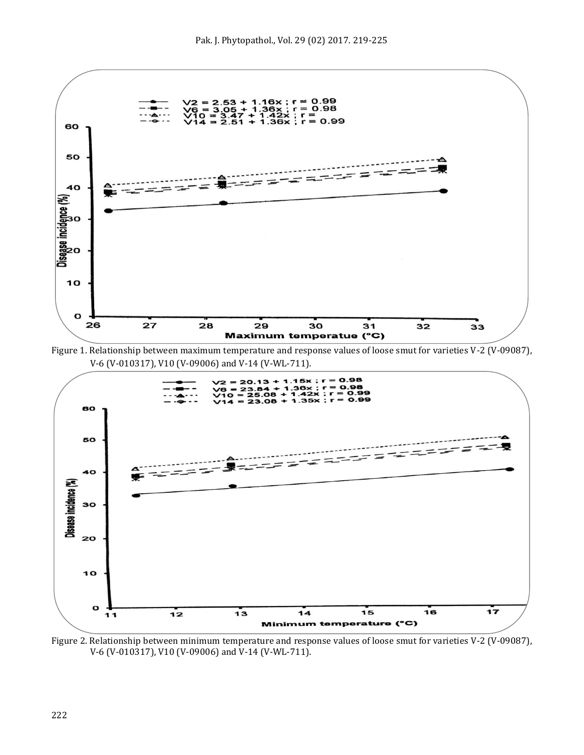Figure 1. Relationship between maximum temperature and response values of loose smut for varieties V-2 (V-09087), V-6 (V-010317), V10 (V-09006) and V-14 (V-WL-711).

Figure 2. Relationship between minimum temperature and response values of loose smut for varieties V-2 (V-09087), V-6 (V-010317), V10 (V-09006) and V-14 (V-WL-711).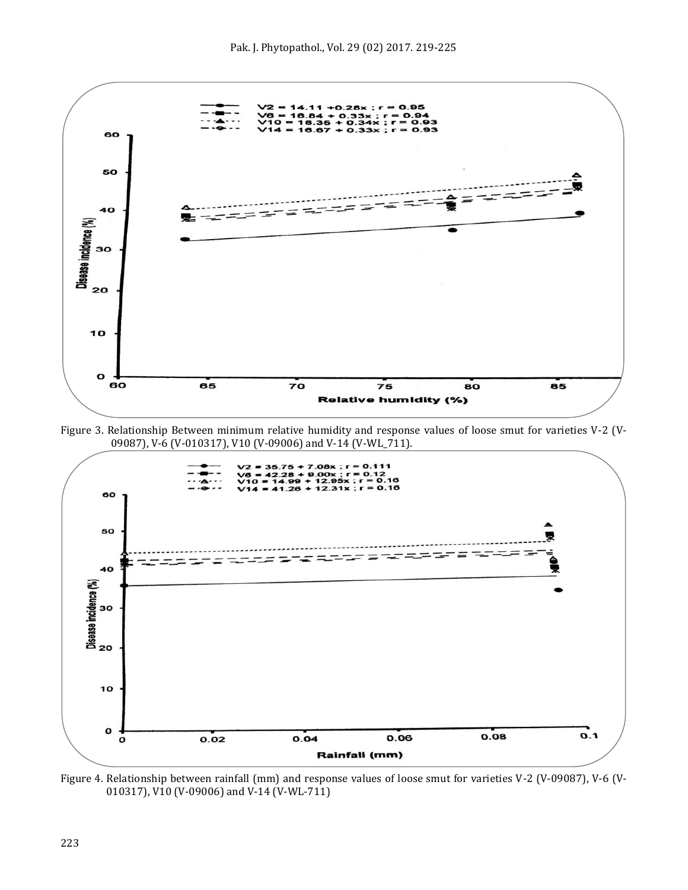Figure 3. Relationship Between minimum relative humidity and response values of loose smut for varieties V-2 (V-09087), V-6 (V-010317), V10 (V-09006) and V-14 (V-WL_711).

Figure 4. Relationship between rainfall (mm) and response values of loose smut for varieties V-2 (V-09087), V-6 (V-010317), V10 (V-09006) and V-14 (V-WL-711)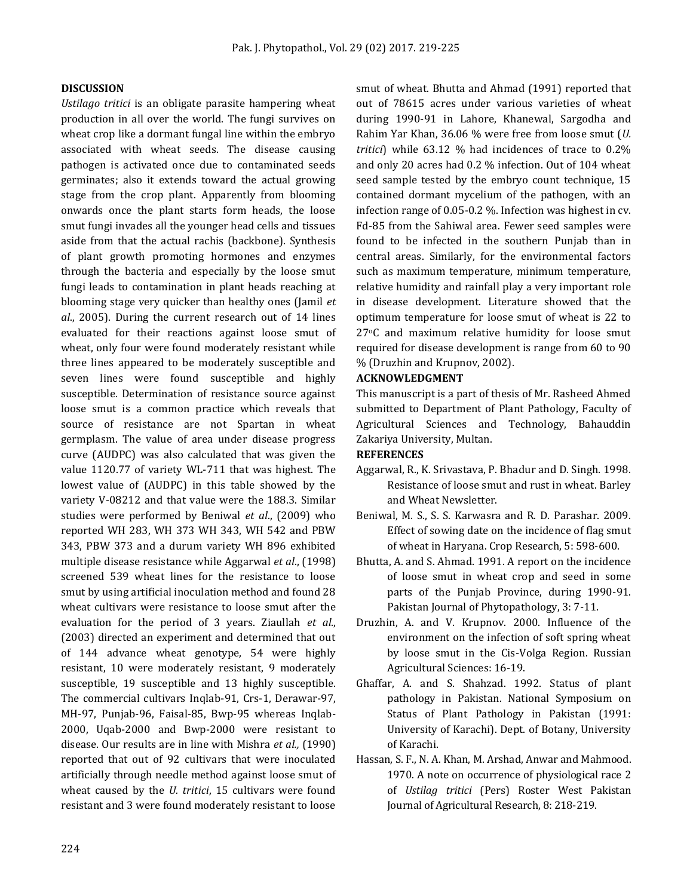## DISCUSSION

*Ustilago tritici* is an obligate parasite hampering wheat production in all over the world. The fungi survives on wheat crop like a dormant fungal line within the embryo associated with wheat seeds. The disease causing pathogen is activated once due to contaminated seeds germinates; also it extends toward the actual growing stage from the crop plant. Apparently from blooming onwards once the plant starts form heads, the loose smut fungi invades all the younger head cells and tissues aside from that the actual rachis (backbone). Synthesis of plant growth promoting hormones and enzymes through the bacteria and especially by the loose smut fungi leads to contamination in plant heads reaching at blooming stage very quicker than healthy ones (Jamil *et al*., 2005). During the current research out of 14 lines evaluated for their reactions against loose smut of wheat, only four were found moderately resistant while three lines appeared to be moderately susceptible and seven lines were found susceptible and highly susceptible. Determination of resistance source against loose smut is a common practice which reveals that source of resistance are not Spartan in wheat germplasm. The value of area under disease progress curve (AUDPC) was also calculated that was given the value 1120.77 of variety WL-711 that was highest. The lowest value of (AUDPC) in this table showed by the variety V-08212 and that value were the 188.3. Similar studies were performed by Beniwal *et al*., (2009) who reported WH 283, WH 373 WH 343, WH 542 and PBW 343, PBW 373 and a durum variety WH 896 exhibited multiple disease resistance while Aggarwal *et al*., (1998) screened 539 wheat lines for the resistance to loose smut by using artificial inoculation method and found 28 wheat cultivars were resistance to loose smut after the evaluation for the period of 3 years. Ziaullah *et al*., (2003) directed an experiment and determined that out of 144 advance wheat genotype, 54 were highly resistant, 10 were moderately resistant, 9 moderately susceptible, 19 susceptible and 13 highly susceptible. The commercial cultivars Inqlab-91, Crs-1, Derawar-97, MH-97, Punjab-96, Faisal-85, Bwp-95 whereas Inqlab-2000, Uqab-2000 and Bwp-2000 were resistant to disease. Our results are in line with Mishra *et al.,* (1990) reported that out of 92 cultivars that were inoculated artificially through needle method against loose smut of wheat caused by the *U. tritici*, 15 cultivars were found resistant and 3 were found moderately resistant to loose smut of wheat. Bhutta and Ahmad (1991) reported that out of 78615 acres under various varieties of wheat during 1990-91 in Lahore, Khanewal, Sargodha and Rahim Yar Khan, 36.06 % were free from loose smut (*U. tritici*) while 63.12 % had incidences of trace to 0.2% and only 20 acres had 0.2 % infection. Out of 104 wheat seed sample tested by the embryo count technique, 15 contained dormant mycelium of the pathogen, with an infection range of 0.05-0.2 %. Infection was highest in cv. Fd-85 from the Sahiwal area. Fewer seed samples were found to be infected in the southern Punjab than in central areas. Similarly, for the environmental factors such as maximum temperature, minimum temperature, relative humidity and rainfall play a very important role in disease development. Literature showed that the optimum temperature for loose smut of wheat is 22 to 27°C and maximum relative humidity for loose smut required for disease development is range from 60 to 90 % (Druzhin and Krupnov, 2002).

## ACKNOWLEDGMENT

This manuscript is a part of thesis of Mr. Rasheed Ahmed submitted to Department of Plant Pathology, Faculty of Agricultural Sciences and Technology, Bahauddin Zakariya University, Multan.

## REFERENCES

Aggarwal, R., K. Srivastava, P. Bhadur and D. Singh. 1998. Resistance of loose smut and rust in wheat. Barley and Wheat Newsletter.

Beniwal, M. S., S. S. Karwasra and R. D. Parashar. 2009. Effect of sowing date on the incidence of flag smut of wheat in Haryana. Crop Research, 5: 598-600.

Bhutta, A. and S. Ahmad. 1991. A report on the incidence of loose smut in wheat crop and seed in some parts of the Punjab Province, during 1990-91. Pakistan Journal of Phytopathology, 3: 7-11.

Druzhin, A. and V. Krupnov. 2000. Influence of the environment on the infection of soft spring wheat by loose smut in the Cis-Volga Region. Russian Agricultural Sciences: 16-19.

Ghaffar, A. and S. Shahzad. 1992. Status of plant pathology in Pakistan. National Symposium on Status of Plant Pathology in Pakistan (1991: University of Karachi). Dept. of Botany, University of Karachi.

Hassan, S. F., N. A. Khan, M. Arshad, Anwar and Mahmood. 1970. A note on occurrence of physiological race 2 of *Ustilag tritici* (Pers) Roster West Pakistan Journal of Agricultural Research, 8: 218-219.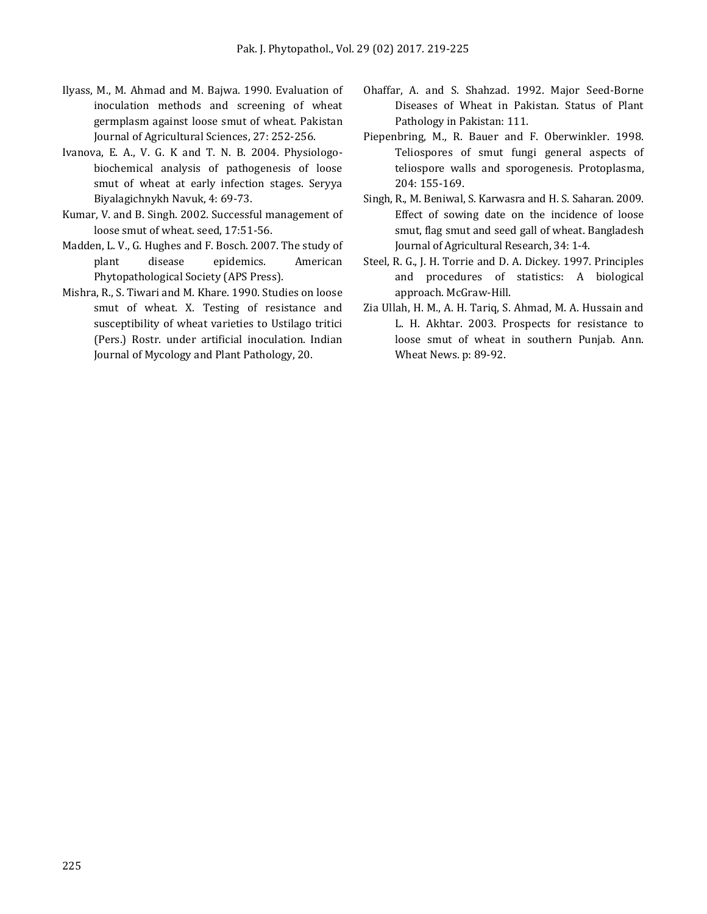Ilyass, M., M. Ahmad and M. Bajwa. 1990. Evaluation of inoculation methods and screening of wheat germplasm against loose smut of wheat. Pakistan Journal of Agricultural Sciences, 27: 252-256.

Ivanova, E. A., V. G. K and T. N. B. 2004. Physiologo-biochemical analysis of pathogenesis of loose smut of wheat at early infection stages. Seryya Biyalagichnykh Navuk, 4: 69-73.

Kumar, V. and B. Singh. 2002. Successful management of loose smut of wheat. seed, 17:51-56.

Madden, L. V., G. Hughes and F. Bosch. 2007. The study of plant disease epidemics. American Phytopathological Society (APS Press).

Mishra, R., S. Tiwari and M. Khare. 1990. Studies on loose smut of wheat. X. Testing of resistance and susceptibility of wheat varieties to Ustilago tritici (Pers.) Rostr. under artificial inoculation. Indian Journal of Mycology and Plant Pathology, 20.

Ohaffar, A. and S. Shahzad. 1992. Major Seed-Borne Diseases of Wheat in Pakistan. Status of Plant Pathology in Pakistan: 111.

Piepenbring, M., R. Bauer and F. Oberwinkler. 1998. Teliospores of smut fungi general aspects of teliospore walls and sporogenesis. Protoplasma, 204: 155-169.

Singh, R., M. Beniwal, S. Karwasra and H. S. Saharan. 2009. Effect of sowing date on the incidence of loose smut, flag smut and seed gall of wheat. Bangladesh Journal of Agricultural Research, 34: 1-4.

Steel, R. G., J. H. Torrie and D. A. Dickey. 1997. Principles and procedures of statistics: A biological approach. McGraw-Hill.

Zia Ullah, H. M., A. H. Tariq, S. Ahmad, M. A. Hussain and L. H. Akhtar. 2003. Prospects for resistance to loose smut of wheat in southern Punjab. Ann. Wheat News. p: 89-92.